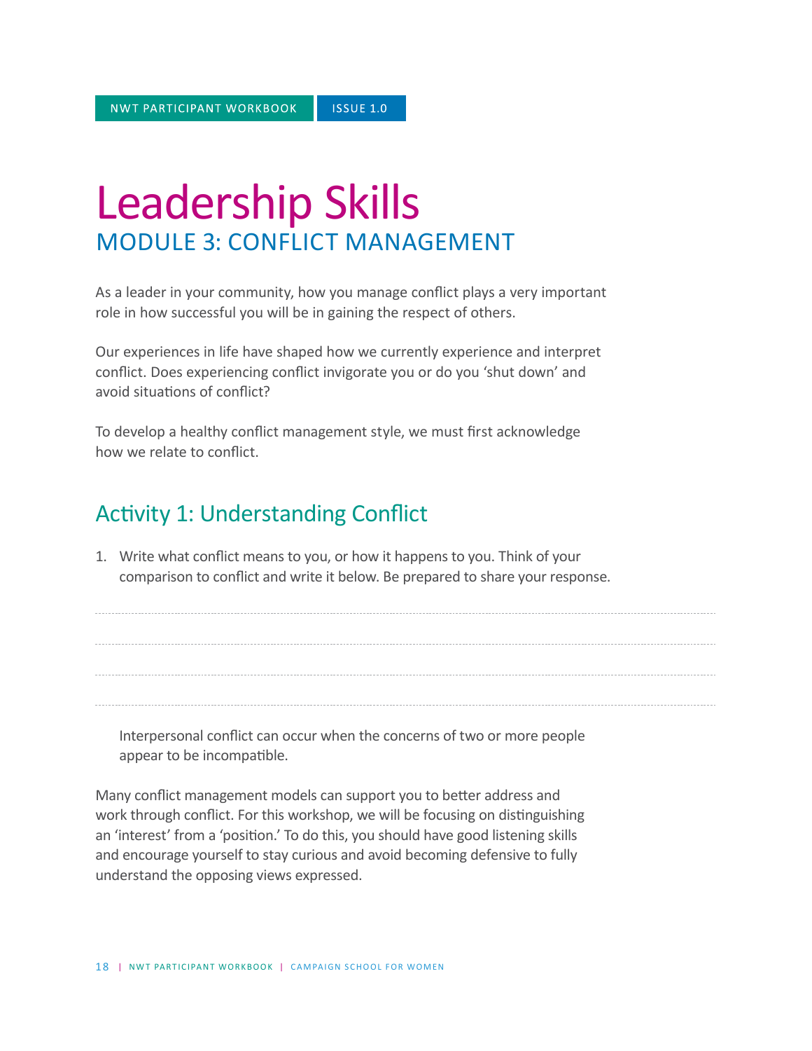# Leadership Skills

## MODULE 3: CONFLICT MANAGEMENT

As a leader in your community, how you manage conflict plays a very important role in how successful you will be in gaining the respect of others.

Our experiences in life have shaped how we currently experience and interpret conflict. Does experiencing conflict invigorate you or do you 'shut down' and avoid situations of conflict?

To develop a healthy conflict management style, we must first acknowledge how we relate to conflict.

## Activity 1: Understanding Conflict

1. Write what conflict means to you, or how it happens to you. Think of your comparison to conflict and write it below. Be prepared to share your response.

Interpersonal conflict can occur when the concerns of two or more people appear to be incompatible.

Many conflict management models can support you to better address and work through conflict. For this workshop, we will be focusing on distinguishing an 'interest' from a 'position.' To do this, you should have good listening skills and encourage yourself to stay curious and avoid becoming defensive to fully understand the opposing views expressed.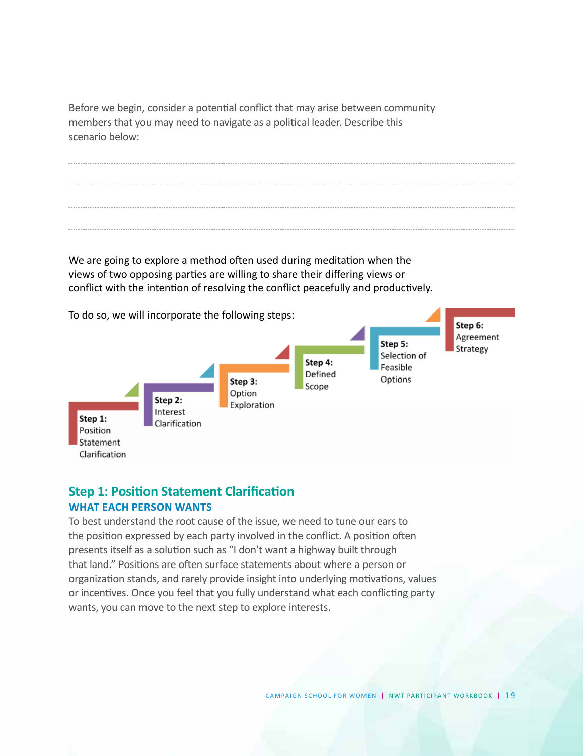Before we begin, consider a potential conflict that may arise between community members that you may need to navigate as a political leader. Describe this scenario below:

We are going to explore a method often used during meditation when the views of two opposing parties are willing to share their differing views or conflict with the intention of resolving the conflict peacefully and productively.

To do so, we will incorporate the following steps:

- **Step 1:** Position Statement Clarification
- **Step 2:** Interest Clarification
- **Step 3:** Option Exploration
- **Step 4:** Defined Scope
- **Step 5:** Selection of Feasible Options
- **Step 6:** Agreement Strategy

## Step 1: Position Statement Clarification

### WHAT EACH PERSON WANTS

To best understand the root cause of the issue, we need to tune our ears to the position expressed by each party involved in the conflict. A position often presents itself as a solution such as "I don't want a highway built through that land." Positions are often surface statements about where a person or organization stands, and rarely provide insight into underlying motivations, values or incentives. Once you feel that you fully understand what each conflicting party wants, you can move to the next step to explore interests.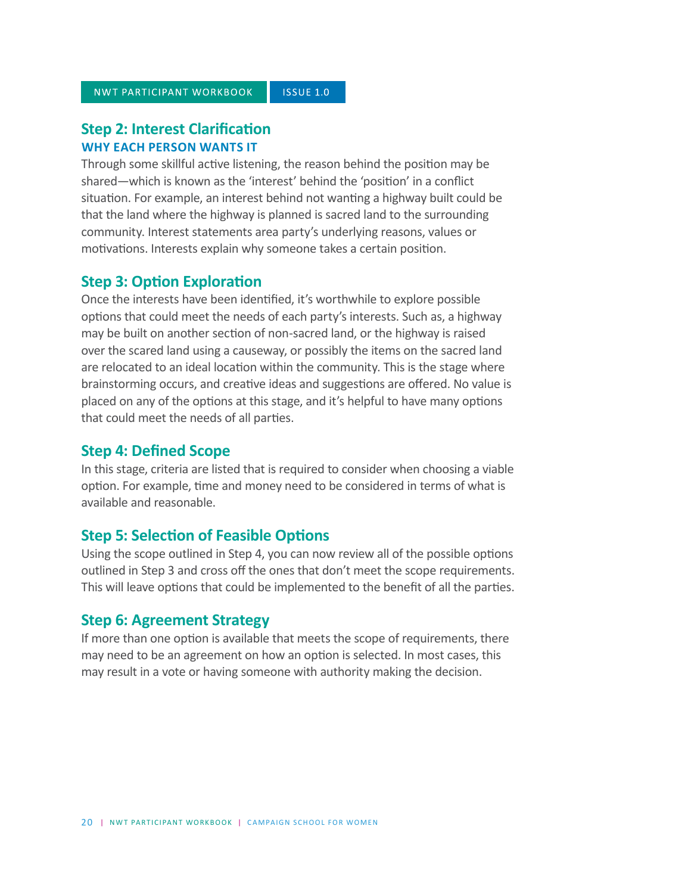## Step 2: Interest Clarification

### WHY EACH PERSON WANTS IT

Through some skillful active listening, the reason behind the position may be shared—which is known as the 'interest' behind the 'position' in a conflict situation. For example, an interest behind not wanting a highway built could be that the land where the highway is planned is sacred land to the surrounding community. Interest statements area party's underlying reasons, values or motivations. Interests explain why someone takes a certain position.

## Step 3: Option Exploration

Once the interests have been identified, it's worthwhile to explore possible options that could meet the needs of each party's interests. Such as, a highway may be built on another section of non-sacred land, or the highway is raised over the scared land using a causeway, or possibly the items on the sacred land are relocated to an ideal location within the community. This is the stage where brainstorming occurs, and creative ideas and suggestions are offered. No value is placed on any of the options at this stage, and it's helpful to have many options that could meet the needs of all parties.

## Step 4: Defined Scope

In this stage, criteria are listed that is required to consider when choosing a viable option. For example, time and money need to be considered in terms of what is available and reasonable.

## Step 5: Selection of Feasible Options

Using the scope outlined in Step 4, you can now review all of the possible options outlined in Step 3 and cross off the ones that don't meet the scope requirements. This will leave options that could be implemented to the benefit of all the parties.

## Step 6: Agreement Strategy

If more than one option is available that meets the scope of requirements, there may need to be an agreement on how an option is selected. In most cases, this may result in a vote or having someone with authority making the decision.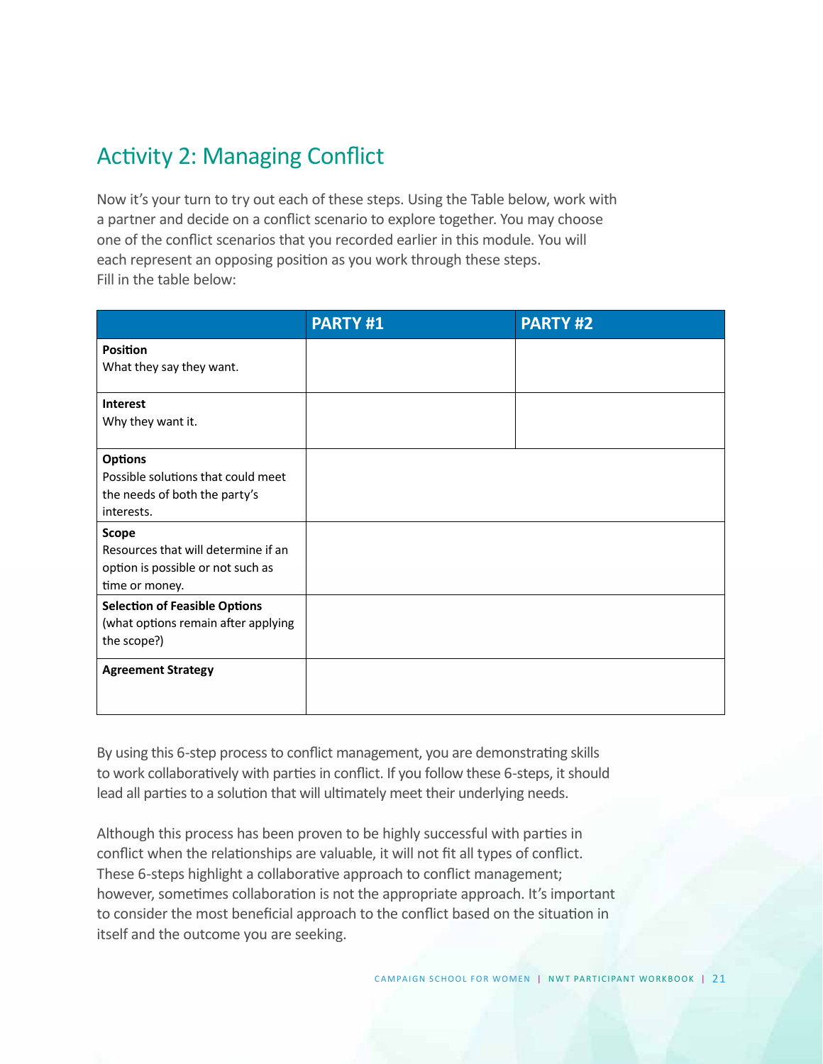## Activity 2: Managing Conflict

Now it's your turn to try out each of these steps. Using the Table below, work with a partner and decide on a conflict scenario to explore together. You may choose one of the conflict scenarios that you recorded earlier in this module. You will each represent an opposing position as you work through these steps.
Fill in the table below:

| | PARTY #1 | PARTY #2 |
|---|---|---|
| **Position**<br>What they say they want. | | |
| **Interest**<br>Why they want it. | | |
| **Options**<br>Possible solutions that could meet the needs of both the party's interests. | | |
| **Scope**<br>Resources that will determine if an option is possible or not such as time or money. | | |
| **Selection of Feasible Options**<br>(what options remain after applying the scope?) | | |
| **Agreement Strategy** | | |

By using this 6-step process to conflict management, you are demonstrating skills to work collaboratively with parties in conflict. If you follow these 6-steps, it should lead all parties to a solution that will ultimately meet their underlying needs.

Although this process has been proven to be highly successful with parties in conflict when the relationships are valuable, it will not fit all types of conflict. These 6-steps highlight a collaborative approach to conflict management; however, sometimes collaboration is not the appropriate approach. It's important to consider the most beneficial approach to the conflict based on the situation in itself and the outcome you are seeking.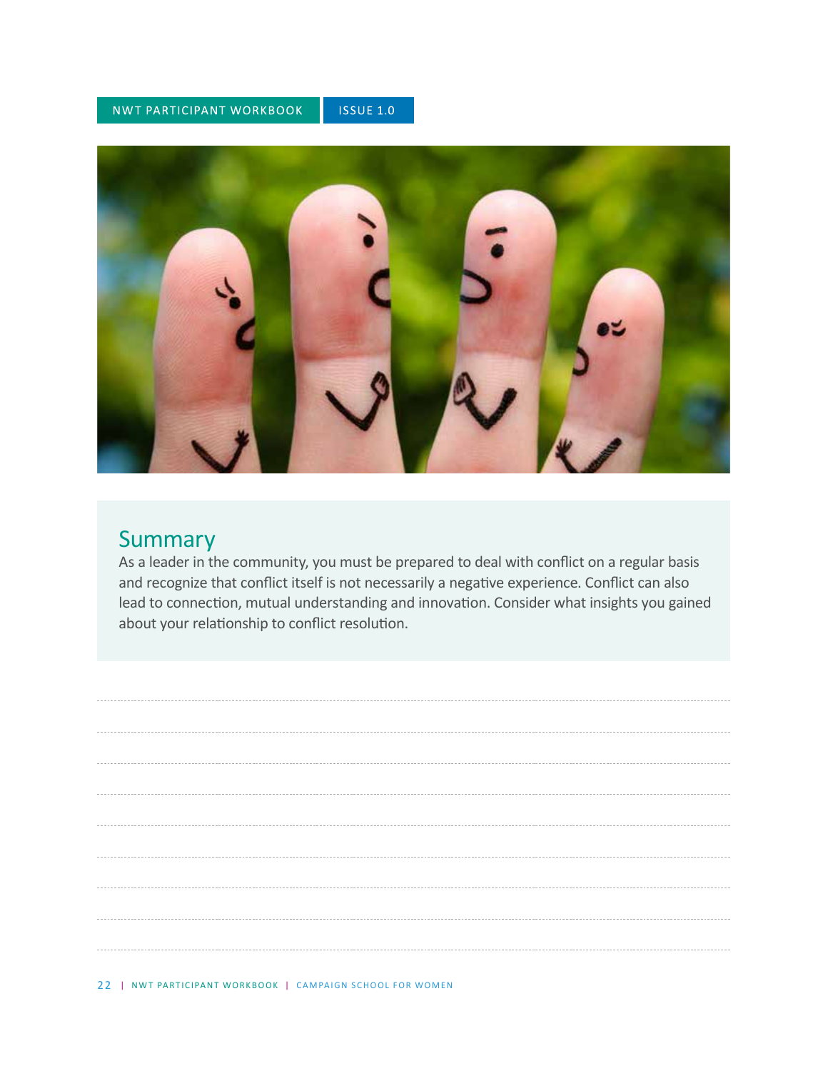## Summary

As a leader in the community, you must be prepared to deal with conflict on a regular basis and recognize that conflict itself is not necessarily a negative experience. Conflict can also lead to connection, mutual understanding and innovation. Consider what insights you gained about your relationship to conflict resolution.